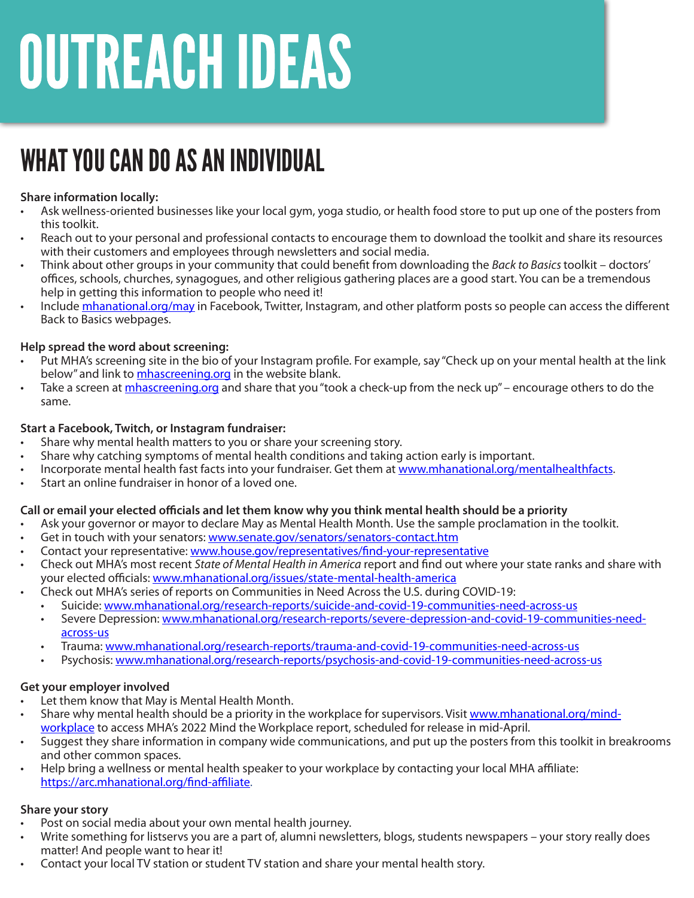# OUTREACH IDEAS

## WHAT YOU CAN DO AS AN INDIVIDUAL

**Share information locally:**

- Ask wellness-oriented businesses like your local gym, yoga studio, or health food store to put up one of the posters from this toolkit.
- Reach out to your personal and professional contacts to encourage them to download the toolkit and share its resources with their customers and employees through newsletters and social media.
- Think about other groups in your community that could benefit from downloading the *Back to Basics* toolkit – doctors' offices, schools, churches, synagogues, and other religious gathering places are a good start. You can be a tremendous help in getting this information to people who need it!
- Include mhanational.org/may in Facebook, Twitter, Instagram, and other platform posts so people can access the different Back to Basics webpages.

**Help spread the word about screening:**

- Put MHA's screening site in the bio of your Instagram profile. For example, say "Check up on your mental health at the link below" and link to mhascreening.org in the website blank.
- Take a screen at mhascreening.org and share that you "took a check-up from the neck up" – encourage others to do the same.

**Start a Facebook, Twitch, or Instagram fundraiser:**

- Share why mental health matters to you or share your screening story.
- Share why catching symptoms of mental health conditions and taking action early is important.
- Incorporate mental health fast facts into your fundraiser. Get them at www.mhanational.org/mentalhealthfacts.
- Start an online fundraiser in honor of a loved one.

**Call or email your elected officials and let them know why you think mental health should be a priority**

- Ask your governor or mayor to declare May as Mental Health Month. Use the sample proclamation in the toolkit.
- Get in touch with your senators: www.senate.gov/senators/senators-contact.htm
- Contact your representative: www.house.gov/representatives/find-your-representative
- Check out MHA's most recent *State of Mental Health in America* report and find out where your state ranks and share with your elected officials: www.mhanational.org/issues/state-mental-health-america
- Check out MHA's series of reports on Communities in Need Across the U.S. during COVID-19:
  - Suicide: www.mhanational.org/research-reports/suicide-and-covid-19-communities-need-across-us
  - Severe Depression: www.mhanational.org/research-reports/severe-depression-and-covid-19-communities-need-across-us
  - Trauma: www.mhanational.org/research-reports/trauma-and-covid-19-communities-need-across-us
  - Psychosis: www.mhanational.org/research-reports/psychosis-and-covid-19-communities-need-across-us

**Get your employer involved**

- Let them know that May is Mental Health Month.
- Share why mental health should be a priority in the workplace for supervisors. Visit www.mhanational.org/mind-workplace to access MHA's 2022 Mind the Workplace report, scheduled for release in mid-April.
- Suggest they share information in company wide communications, and put up the posters from this toolkit in breakrooms and other common spaces.
- Help bring a wellness or mental health speaker to your workplace by contacting your local MHA affiliate: https://arc.mhanational.org/find-affiliate.

**Share your story**

- Post on social media about your own mental health journey.
- Write something for listservs you are a part of, alumni newsletters, blogs, students newspapers – your story really does matter! And people want to hear it!
- Contact your local TV station or student TV station and share your mental health story.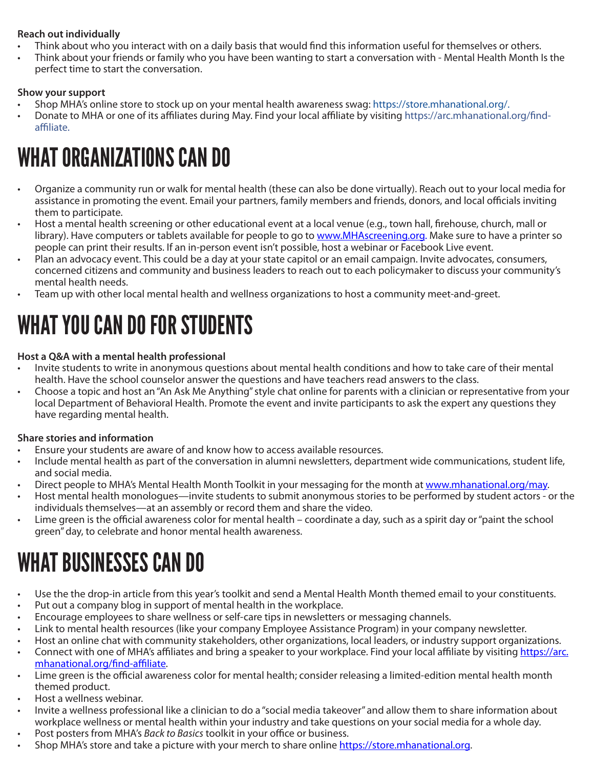**Reach out individually**

- Think about who you interact with on a daily basis that would find this information useful for themselves or others.
- Think about your friends or family who you have been wanting to start a conversation with - Mental Health Month Is the perfect time to start the conversation.

**Show your support**

- Shop MHA's online store to stock up on your mental health awareness swag: https://store.mhanational.org/.
- Donate to MHA or one of its affiliates during May. Find your local affiliate by visiting https://arc.mhanational.org/find-affiliate.

# WHAT ORGANIZATIONS CAN DO

- Organize a community run or walk for mental health (these can also be done virtually). Reach out to your local media for assistance in promoting the event. Email your partners, family members and friends, donors, and local officials inviting them to participate.
- Host a mental health screening or other educational event at a local venue (e.g., town hall, firehouse, church, mall or library). Have computers or tablets available for people to go to www.MHAscreening.org. Make sure to have a printer so people can print their results. If an in-person event isn't possible, host a webinar or Facebook Live event.
- Plan an advocacy event. This could be a day at your state capitol or an email campaign. Invite advocates, consumers, concerned citizens and community and business leaders to reach out to each policymaker to discuss your community's mental health needs.
- Team up with other local mental health and wellness organizations to host a community meet-and-greet.

# WHAT YOU CAN DO FOR STUDENTS

**Host a Q&A with a mental health professional**

- Invite students to write in anonymous questions about mental health conditions and how to take care of their mental health. Have the school counselor answer the questions and have teachers read answers to the class.
- Choose a topic and host an "An Ask Me Anything" style chat online for parents with a clinician or representative from your local Department of Behavioral Health. Promote the event and invite participants to ask the expert any questions they have regarding mental health.

**Share stories and information**

- Ensure your students are aware of and know how to access available resources.
- Include mental health as part of the conversation in alumni newsletters, department wide communications, student life, and social media.
- Direct people to MHA's Mental Health Month Toolkit in your messaging for the month at www.mhanational.org/may.
- Host mental health monologues—invite students to submit anonymous stories to be performed by student actors - or the individuals themselves—at an assembly or record them and share the video.
- Lime green is the official awareness color for mental health – coordinate a day, such as a spirit day or "paint the school green" day, to celebrate and honor mental health awareness.

# WHAT BUSINESSES CAN DO

- Use the the drop-in article from this year's toolkit and send a Mental Health Month themed email to your constituents.
- Put out a company blog in support of mental health in the workplace.
- Encourage employees to share wellness or self-care tips in newsletters or messaging channels.
- Link to mental health resources (like your company Employee Assistance Program) in your company newsletter.
- Host an online chat with community stakeholders, other organizations, local leaders, or industry support organizations.
- Connect with one of MHA's affiliates and bring a speaker to your workplace. Find your local affiliate by visiting https://arc.mhanational.org/find-affiliate.
- Lime green is the official awareness color for mental health; consider releasing a limited-edition mental health month themed product.
- Host a wellness webinar.
- Invite a wellness professional like a clinician to do a "social media takeover" and allow them to share information about workplace wellness or mental health within your industry and take questions on your social media for a whole day.
- Post posters from MHA's *Back to Basics* toolkit in your office or business.
- Shop MHA's store and take a picture with your merch to share online https://store.mhanational.org.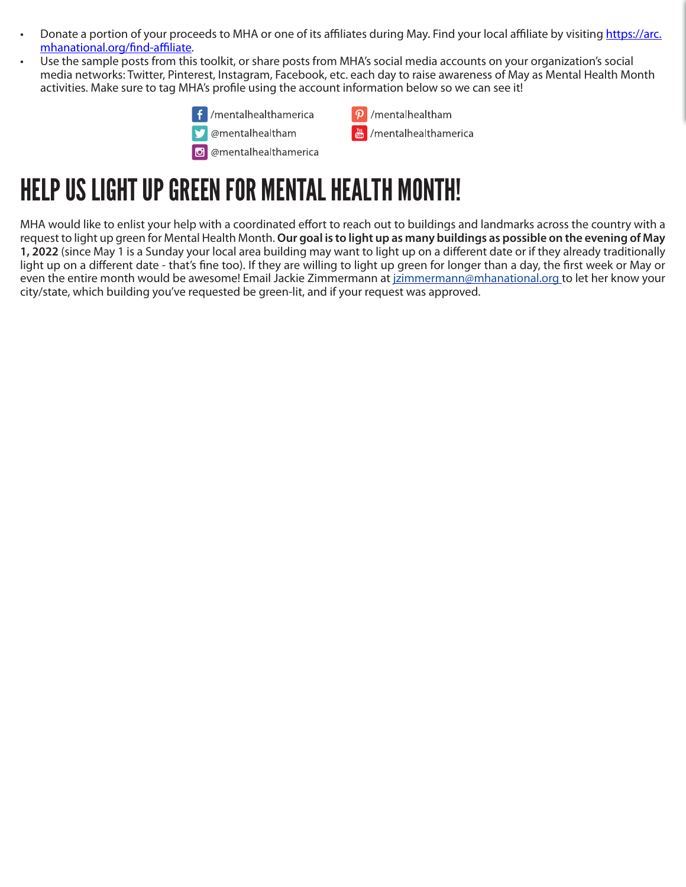- Donate a portion of your proceeds to MHA or one of its affiliates during May. Find your local affiliate by visiting https://arc.mhanational.org/find-affiliate.
- Use the sample posts from this toolkit, or share posts from MHA's social media accounts on your organization's social media networks: Twitter, Pinterest, Instagram, Facebook, etc. each day to raise awareness of May as Mental Health Month activities. Make sure to tag MHA's profile using the account information below so we can see it!

/mentalhealthamerica

@mentalhealtham

@mentalhealthamerica

/mentalhealtham

/mentalhealthamerica

# HELP US LIGHT UP GREEN FOR MENTAL HEALTH MONTH!

MHA would like to enlist your help with a coordinated effort to reach out to buildings and landmarks across the country with a request to light up green for Mental Health Month. **Our goal is to light up as many buildings as possible on the evening of May 1, 2022** (since May 1 is a Sunday your local area building may want to light up on a different date or if they already traditionally light up on a different date - that's fine too). If they are willing to light up green for longer than a day, the first week or May or even the entire month would be awesome! Email Jackie Zimmermann at jzimmermann@mhanational.org to let her know your city/state, which building you've requested be green-lit, and if your request was approved.